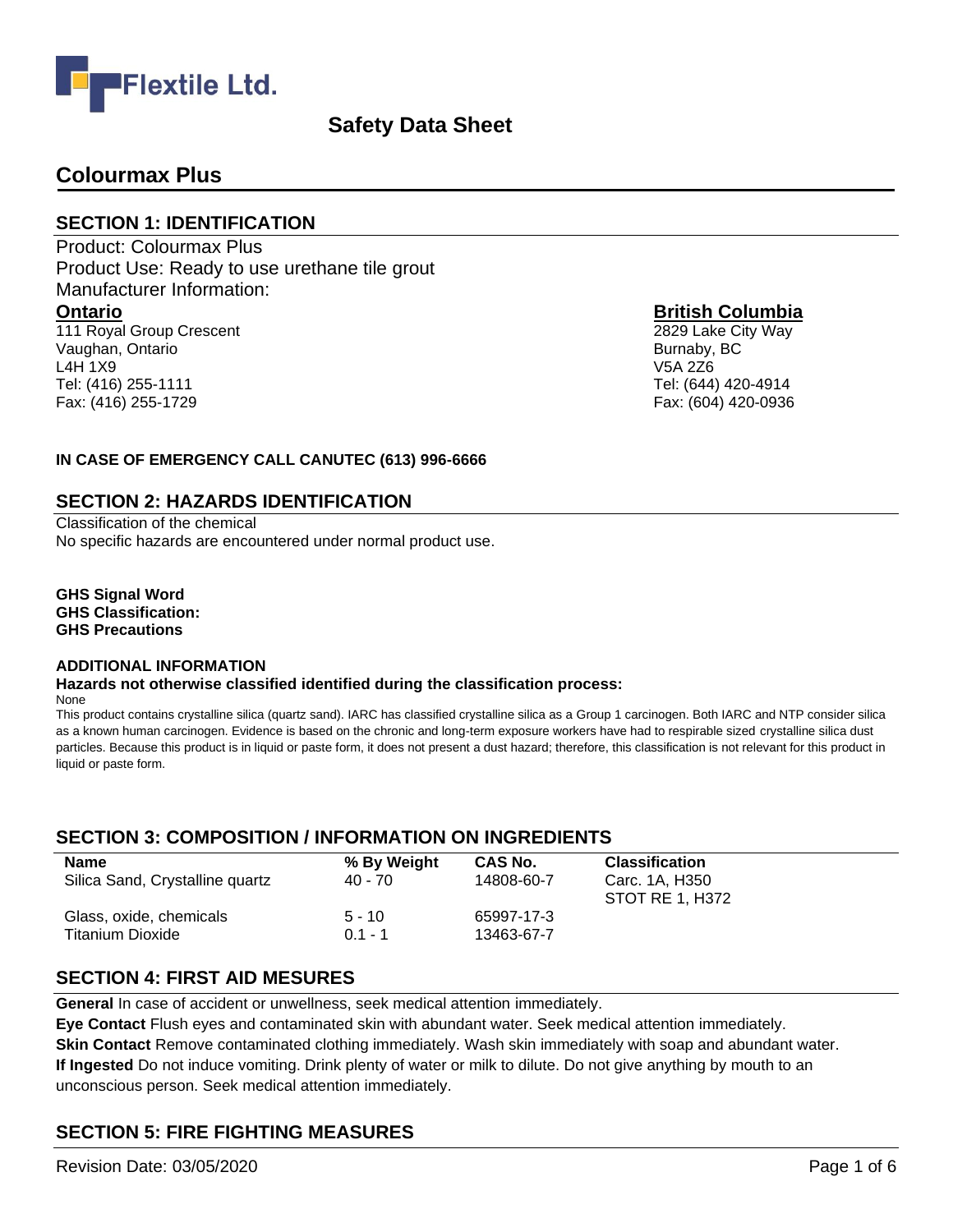Flextile Ltd.

# Safety Data Sheet

## Colourmax Plus

### SECTION 1: IDENTIFICATION

Product: Colourmax Plus
Product Use: Ready to use urethane tile grout
Manufacturer Information:

**Ontario**
111 Royal Group Crescent
Vaughan, Ontario
L4H 1X9
Tel: (416) 255-1111
Fax: (416) 255-1729

**British Columbia**
2829 Lake City Way
Burnaby, BC
V5A 2Z6
Tel: (644) 420-4914
Fax: (604) 420-0936

**IN CASE OF EMERGENCY CALL CANUTEC (613) 996-6666**

### SECTION 2: HAZARDS IDENTIFICATION

Classification of the chemical
No specific hazards are encountered under normal product use.

**GHS Signal Word**
**GHS Classification:**
**GHS Precautions**

**ADDITIONAL INFORMATION**

**Hazards not otherwise classified identified during the classification process:**
None

This product contains crystalline silica (quartz sand). IARC has classified crystalline silica as a Group 1 carcinogen. Both IARC and NTP consider silica as a known human carcinogen. Evidence is based on the chronic and long-term exposure workers have had to respirable sized crystalline silica dust particles. Because this product is in liquid or paste form, it does not present a dust hazard; therefore, this classification is not relevant for this product in liquid or paste form.

### SECTION 3: COMPOSITION / INFORMATION ON INGREDIENTS

| Name | % By Weight | CAS No. | Classification |
|---|---|---|---|
| Silica Sand, Crystalline quartz | 40 - 70 | 14808-60-7 | Carc. 1A, H350<br>STOT RE 1, H372 |
| Glass, oxide, chemicals | 5 - 10 | 65997-17-3 | |
| Titanium Dioxide | 0.1 - 1 | 13463-67-7 | |

### SECTION 4: FIRST AID MESURES

**General** In case of accident or unwellness, seek medical attention immediately.
**Eye Contact** Flush eyes and contaminated skin with abundant water. Seek medical attention immediately.
**Skin Contact** Remove contaminated clothing immediately. Wash skin immediately with soap and abundant water.
**If Ingested** Do not induce vomiting. Drink plenty of water or milk to dilute. Do not give anything by mouth to an unconscious person. Seek medical attention immediately.

### SECTION 5: FIRE FIGHTING MEASURES

Revision Date: 03/05/2020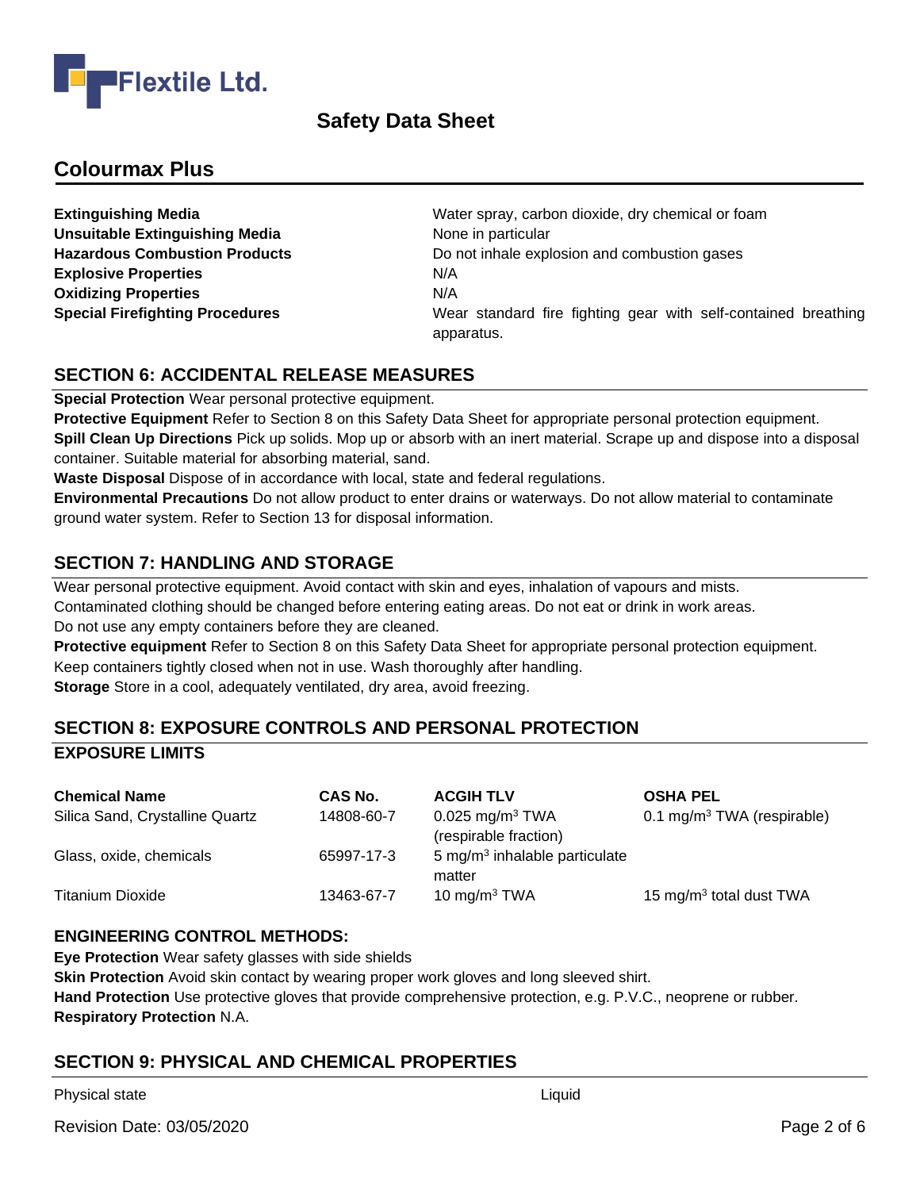| | |
|---|---|
| **Extinguishing Media** | Water spray, carbon dioxide, dry chemical or foam |
| **Unsuitable Extinguishing Media** | None in particular |
| **Hazardous Combustion Products** | Do not inhale explosion and combustion gases |
| **Explosive Properties** | N/A |
| **Oxidizing Properties** | N/A |
| **Special Firefighting Procedures** | Wear standard fire fighting gear with self-contained breathing apparatus. |

## SECTION 6: ACCIDENTAL RELEASE MEASURES

**Special Protection** Wear personal protective equipment.

**Protective Equipment** Refer to Section 8 on this Safety Data Sheet for appropriate personal protection equipment.

**Spill Clean Up Directions** Pick up solids. Mop up or absorb with an inert material. Scrape up and dispose into a disposal container. Suitable material for absorbing material, sand.

**Waste Disposal** Dispose of in accordance with local, state and federal regulations.

**Environmental Precautions** Do not allow product to enter drains or waterways. Do not allow material to contaminate ground water system. Refer to Section 13 for disposal information.

## SECTION 7: HANDLING AND STORAGE

Wear personal protective equipment. Avoid contact with skin and eyes, inhalation of vapours and mists.
Contaminated clothing should be changed before entering eating areas. Do not eat or drink in work areas.
Do not use any empty containers before they are cleaned.

**Protective equipment** Refer to Section 8 on this Safety Data Sheet for appropriate personal protection equipment.
Keep containers tightly closed when not in use. Wash thoroughly after handling.

**Storage** Store in a cool, adequately ventilated, dry area, avoid freezing.

## SECTION 8: EXPOSURE CONTROLS AND PERSONAL PROTECTION

### EXPOSURE LIMITS

| Chemical Name | CAS No. | ACGIH TLV | OSHA PEL |
|---|---|---|---|
| Silica Sand, Crystalline Quartz | 14808-60-7 | 0.025 mg/m$^3$ TWA (respirable fraction) | 0.1 mg/m$^3$ TWA (respirable) |
| Glass, oxide, chemicals | 65997-17-3 | 5 mg/m$^3$ inhalable particulate matter | |
| Titanium Dioxide | 13463-67-7 | 10 mg/m$^3$ TWA | 15 mg/m$^3$ total dust TWA |

### ENGINEERING CONTROL METHODS:

**Eye Protection** Wear safety glasses with side shields

**Skin Protection** Avoid skin contact by wearing proper work gloves and long sleeved shirt.

**Hand Protection** Use protective gloves that provide comprehensive protection, e.g. P.V.C., neoprene or rubber.

**Respiratory Protection** N.A.

## SECTION 9: PHYSICAL AND CHEMICAL PROPERTIES

| | |
|---|---|
| Physical state | Liquid |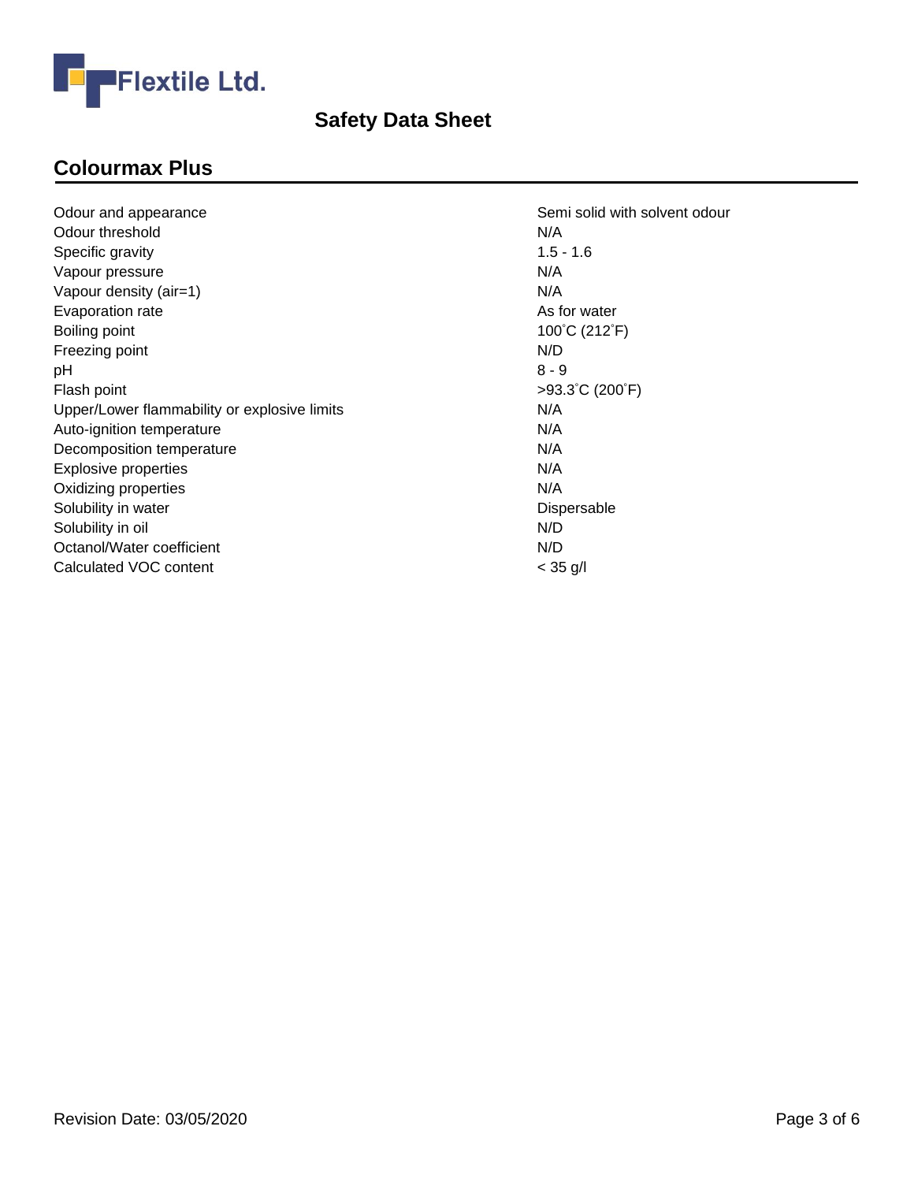## Colourmax Plus

| Property | Value |
|---|---|
| Odour and appearance | Semi solid with solvent odour |
| Odour threshold | N/A |
| Specific gravity | 1.5 - 1.6 |
| Vapour pressure | N/A |
| Vapour density (air=1) | N/A |
| Evaporation rate | As for water |
| Boiling point | 100˚C (212˚F) |
| Freezing point | N/D |
| pH | 8 - 9 |
| Flash point | >93.3˚C (200˚F) |
| Upper/Lower flammability or explosive limits | N/A |
| Auto-ignition temperature | N/A |
| Decomposition temperature | N/A |
| Explosive properties | N/A |
| Oxidizing properties | N/A |
| Solubility in water | Dispersable |
| Solubility in oil | N/D |
| Octanol/Water coefficient | N/D |
| Calculated VOC content | < 35 g/l |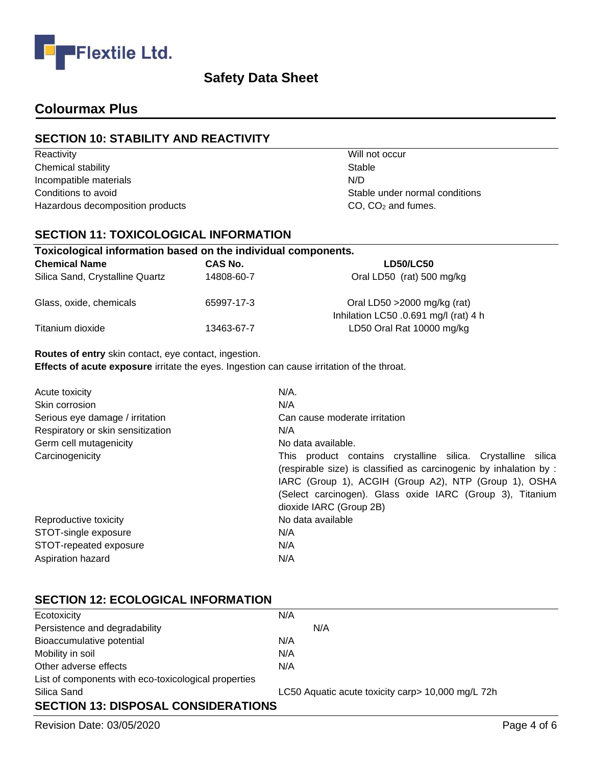Flextile Ltd.

# Safety Data Sheet

## Colourmax Plus

### SECTION 10: STABILITY AND REACTIVITY

| | |
|---|---|
| Reactivity | Will not occur |
| Chemical stability | Stable |
| Incompatible materials | N/D |
| Conditions to avoid | Stable under normal conditions |
| Hazardous decomposition products | CO, $CO_2$ and fumes. |

### SECTION 11: TOXICOLOGICAL INFORMATION

**Toxicological information based on the individual components.**

| Chemical Name | CAS No. | LD50/LC50 |
|---|---|---|
| Silica Sand, Crystalline Quartz | 14808-60-7 | Oral LD50 (rat) 500 mg/kg |
| Glass, oxide, chemicals | 65997-17-3 | Oral LD50 >2000 mg/kg (rat)<br>Inhalation LC50 .0.691 mg/l (rat) 4 h |
| Titanium dioxide | 13463-67-7 | LD50 Oral Rat 10000 mg/kg |

**Routes of entry** skin contact, eye contact, ingestion.
**Effects of acute exposure** irritate the eyes. Ingestion can cause irritation of the throat.

| | |
|---|---|
| Acute toxicity | N/A. |
| Skin corrosion | N/A |
| Serious eye damage / irritation | Can cause moderate irritation |
| Respiratory or skin sensitization | N/A |
| Germ cell mutagenicity | No data available. |
| Carcinogenicity | This product contains crystalline silica. Crystalline silica (respirable size) is classified as carcinogenic by inhalation by : IARC (Group 1), ACGIH (Group A2), NTP (Group 1), OSHA (Select carcinogen). Glass oxide IARC (Group 3), Titanium dioxide IARC (Group 2B) |
| Reproductive toxicity | No data available |
| STOT-single exposure | N/A |
| STOT-repeated exposure | N/A |
| Aspiration hazard | N/A |

### SECTION 12: ECOLOGICAL INFORMATION

| | |
|---|---|
| Ecotoxicity | N/A |
| Persistence and degradability | N/A |
| Bioaccumulative potential | N/A |
| Mobility in soil | N/A |
| Other adverse effects | N/A |
| List of components with eco-toxicological properties | |
| Silica Sand | LC50 Aquatic acute toxicity carp> 10,000 mg/L 72h |

### SECTION 13: DISPOSAL CONSIDERATIONS

Revision Date: 03/05/2020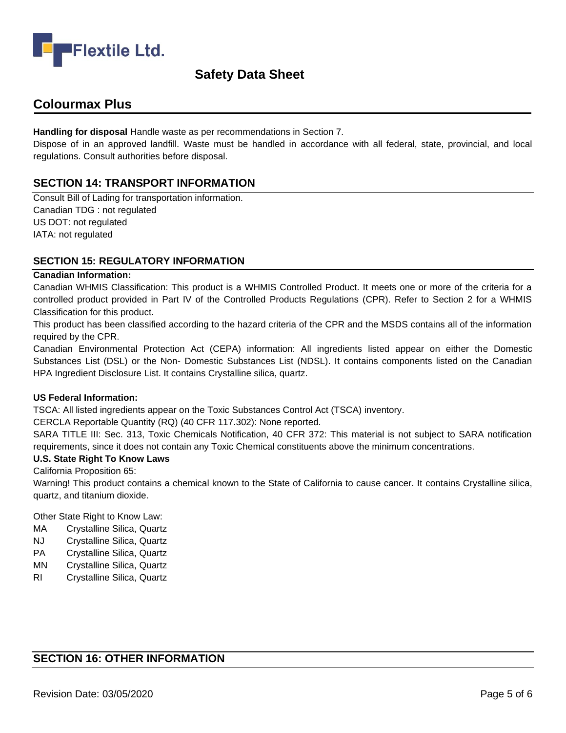**Handling for disposal** Handle waste as per recommendations in Section 7.

Dispose of in an approved landfill. Waste must be handled in accordance with all federal, state, provincial, and local regulations. Consult authorities before disposal.

## SECTION 14: TRANSPORT INFORMATION

Consult Bill of Lading for transportation information.
Canadian TDG : not regulated
US DOT: not regulated
IATA: not regulated

## SECTION 15: REGULATORY INFORMATION

**Canadian Information:**

Canadian WHMIS Classification: This product is a WHMIS Controlled Product. It meets one or more of the criteria for a controlled product provided in Part IV of the Controlled Products Regulations (CPR). Refer to Section 2 for a WHMIS Classification for this product.

This product has been classified according to the hazard criteria of the CPR and the MSDS contains all of the information required by the CPR.

Canadian Environmental Protection Act (CEPA) information: All ingredients listed appear on either the Domestic Substances List (DSL) or the Non- Domestic Substances List (NDSL). It contains components listed on the Canadian HPA Ingredient Disclosure List. It contains Crystalline silica, quartz.

**US Federal Information:**

TSCA: All listed ingredients appear on the Toxic Substances Control Act (TSCA) inventory.

CERCLA Reportable Quantity (RQ) (40 CFR 117.302): None reported.

SARA TITLE III: Sec. 313, Toxic Chemicals Notification, 40 CFR 372: This material is not subject to SARA notification requirements, since it does not contain any Toxic Chemical constituents above the minimum concentrations.

**U.S. State Right To Know Laws**

California Proposition 65:

Warning! This product contains a chemical known to the State of California to cause cancer. It contains Crystalline silica, quartz, and titanium dioxide.

Other State Right to Know Law:

MA Crystalline Silica, Quartz
NJ Crystalline Silica, Quartz
PA Crystalline Silica, Quartz
MN Crystalline Silica, Quartz
RI Crystalline Silica, Quartz

## SECTION 16: OTHER INFORMATION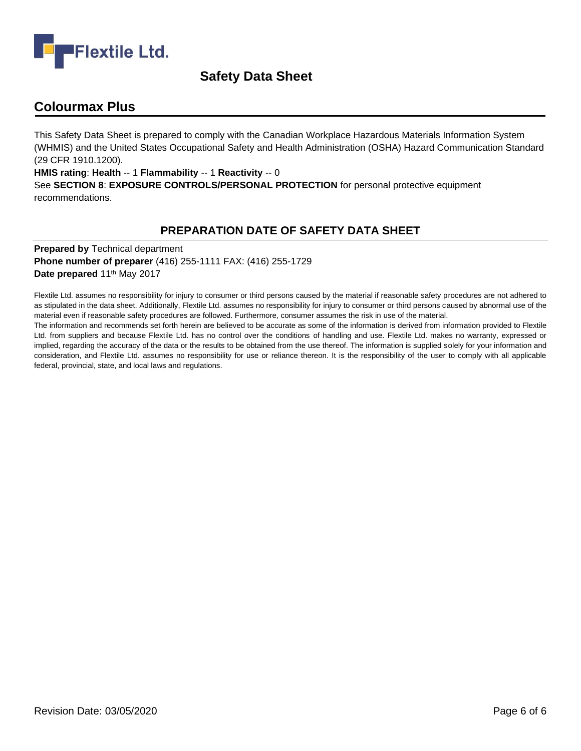Flextile Ltd.

## Safety Data Sheet

# Colourmax Plus

This Safety Data Sheet is prepared to comply with the Canadian Workplace Hazardous Materials Information System (WHMIS) and the United States Occupational Safety and Health Administration (OSHA) Hazard Communication Standard (29 CFR 1910.1200).

**HMIS rating**: **Health** -- 1 **Flammability** -- 1 **Reactivity** -- 0

See **SECTION 8**: **EXPOSURE CONTROLS/PERSONAL PROTECTION** for personal protective equipment recommendations.

## PREPARATION DATE OF SAFETY DATA SHEET

**Prepared by** Technical department
**Phone number of preparer** (416) 255-1111 FAX: (416) 255-1729
**Date prepared** 11th May 2017

Flextile Ltd. assumes no responsibility for injury to consumer or third persons caused by the material if reasonable safety procedures are not adhered to as stipulated in the data sheet. Additionally, Flextile Ltd. assumes no responsibility for injury to consumer or third persons caused by abnormal use of the material even if reasonable safety procedures are followed. Furthermore, consumer assumes the risk in use of the material.

The information and recommends set forth herein are believed to be accurate as some of the information is derived from information provided to Flextile Ltd. from suppliers and because Flextile Ltd. has no control over the conditions of handling and use. Flextile Ltd. makes no warranty, expressed or implied, regarding the accuracy of the data or the results to be obtained from the use thereof. The information is supplied solely for your information and consideration, and Flextile Ltd. assumes no responsibility for use or reliance thereon. It is the responsibility of the user to comply with all applicable federal, provincial, state, and local laws and regulations.

Revision Date: 03/05/2020